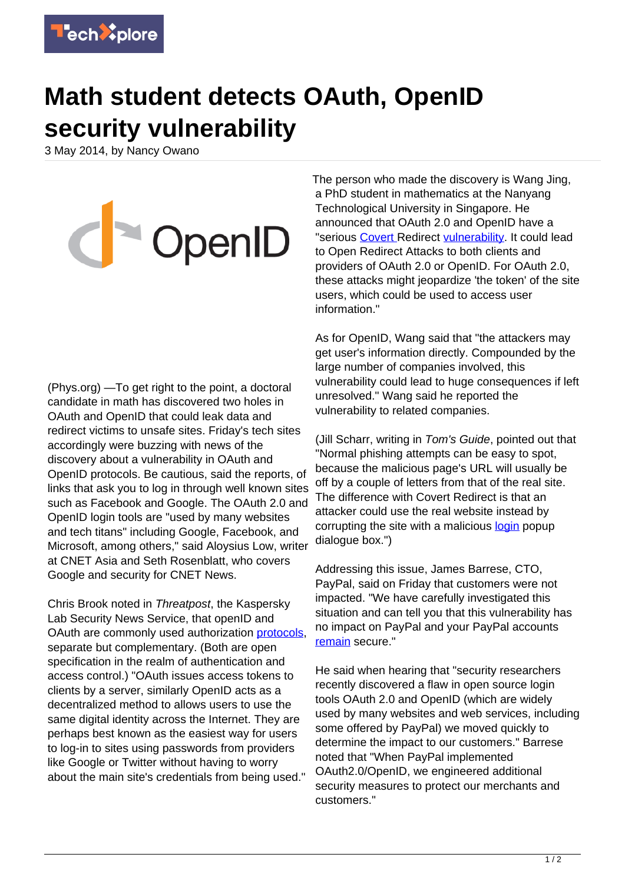# Math student detects OAuth, OpenID security vulnerability

3 May 2014, by Nancy Owano

(Phys.org) —To get right to the point, a doctoral candidate in math has discovered two holes in OAuth and OpenID that could leak data and redirect victims to unsafe sites. Friday's tech sites accordingly were buzzing with news of the discovery about a vulnerability in OAuth and OpenID protocols. Be cautious, said the reports, of links that ask you to log in through well known sites such as Facebook and Google. The OAuth 2.0 and OpenID login tools are "used by many websites and tech titans" including Google, Facebook, and Microsoft, among others," said Aloysius Low, writer at CNET Asia and Seth Rosenblatt, who covers Google and security for CNET News.

Chris Brook noted in *Threatpost*, the Kaspersky Lab Security News Service, that openID and OAuth are commonly used authorization protocols, separate but complementary. (Both are open specification in the realm of authentication and access control.) "OAuth issues access tokens to clients by a server, similarly OpenID acts as a decentralized method to allows users to use the same digital identity across the Internet. They are perhaps best known as the easiest way for users to log-in to sites using passwords from providers like Google or Twitter without having to worry about the main site's credentials from being used."

The person who made the discovery is Wang Jing, a PhD student in mathematics at the Nanyang Technological University in Singapore. He announced that OAuth 2.0 and OpenID have a "serious Covert Redirect vulnerability. It could lead to Open Redirect Attacks to both clients and providers of OAuth 2.0 or OpenID. For OAuth 2.0, these attacks might jeopardize 'the token' of the site users, which could be used to access user information."

As for OpenID, Wang said that "the attackers may get user's information directly. Compounded by the large number of companies involved, this vulnerability could lead to huge consequences if left unresolved." Wang said he reported the vulnerability to related companies.

(Jill Scharr, writing in *Tom's Guide*, pointed out that "Normal phishing attempts can be easy to spot, because the malicious page's URL will usually be off by a couple of letters from that of the real site. The difference with Covert Redirect is that an attacker could use the real website instead by corrupting the site with a malicious login popup dialogue box.")

Addressing this issue, James Barrese, CTO, PayPal, said on Friday that customers were not impacted. "We have carefully investigated this situation and can tell you that this vulnerability has no impact on PayPal and your PayPal accounts remain secure."

He said when hearing that "security researchers recently discovered a flaw in open source login tools OAuth 2.0 and OpenID (which are widely used by many websites and web services, including some offered by PayPal) we moved quickly to determine the impact to our customers." Barrese noted that "When PayPal implemented OAuth2.0/OpenID, we engineered additional security measures to protect our merchants and customers."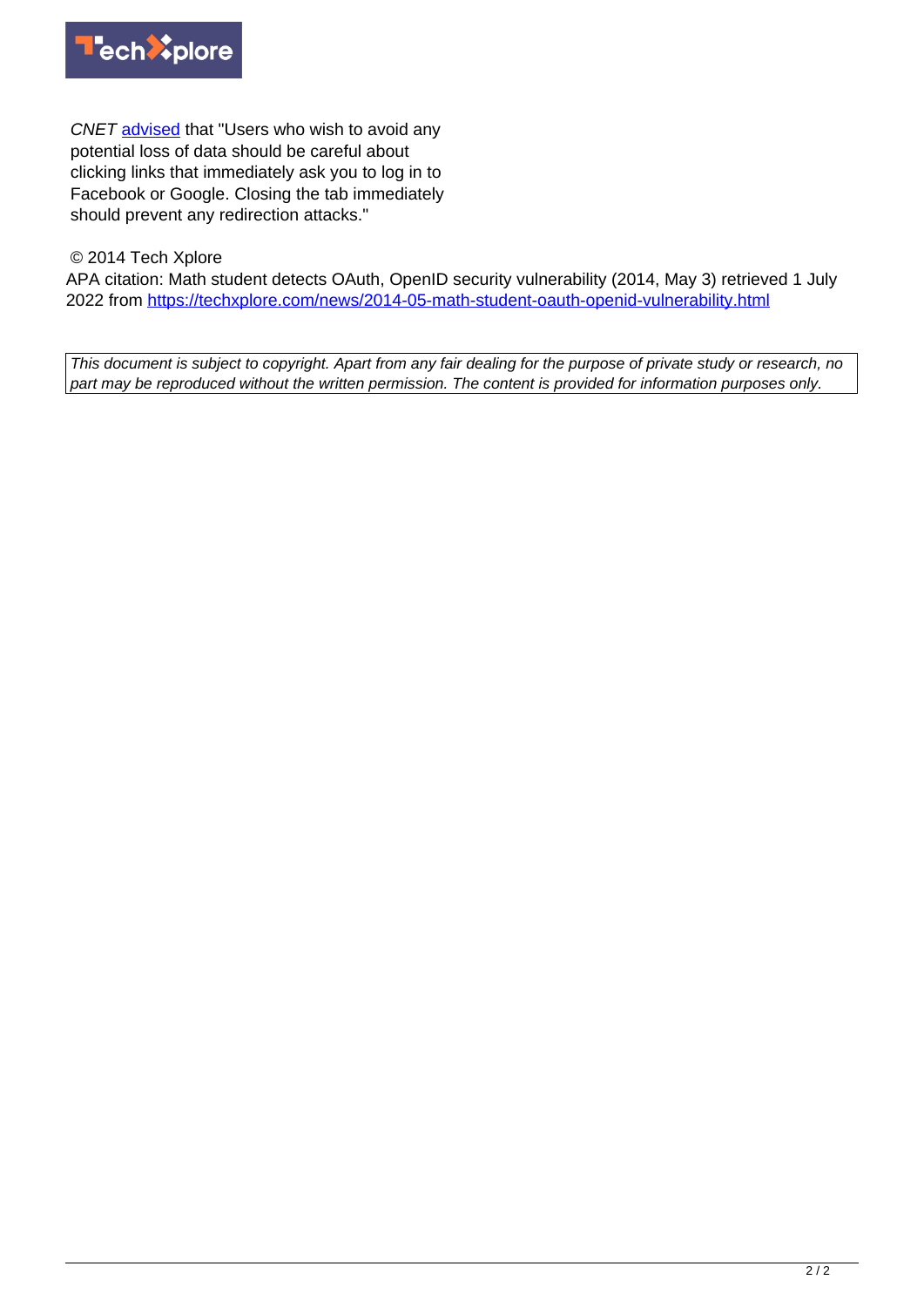*CNET* advised that "Users who wish to avoid any potential loss of data should be careful about clicking links that immediately ask you to log in to Facebook or Google. Closing the tab immediately should prevent any redirection attacks."

© 2014 Tech Xplore

APA citation: Math student detects OAuth, OpenID security vulnerability (2014, May 3) retrieved 1 July 2022 from https://techxplore.com/news/2014-05-math-student-oauth-openid-vulnerability.html

*This document is subject to copyright. Apart from any fair dealing for the purpose of private study or research, no part may be reproduced without the written permission. The content is provided for information purposes only.*